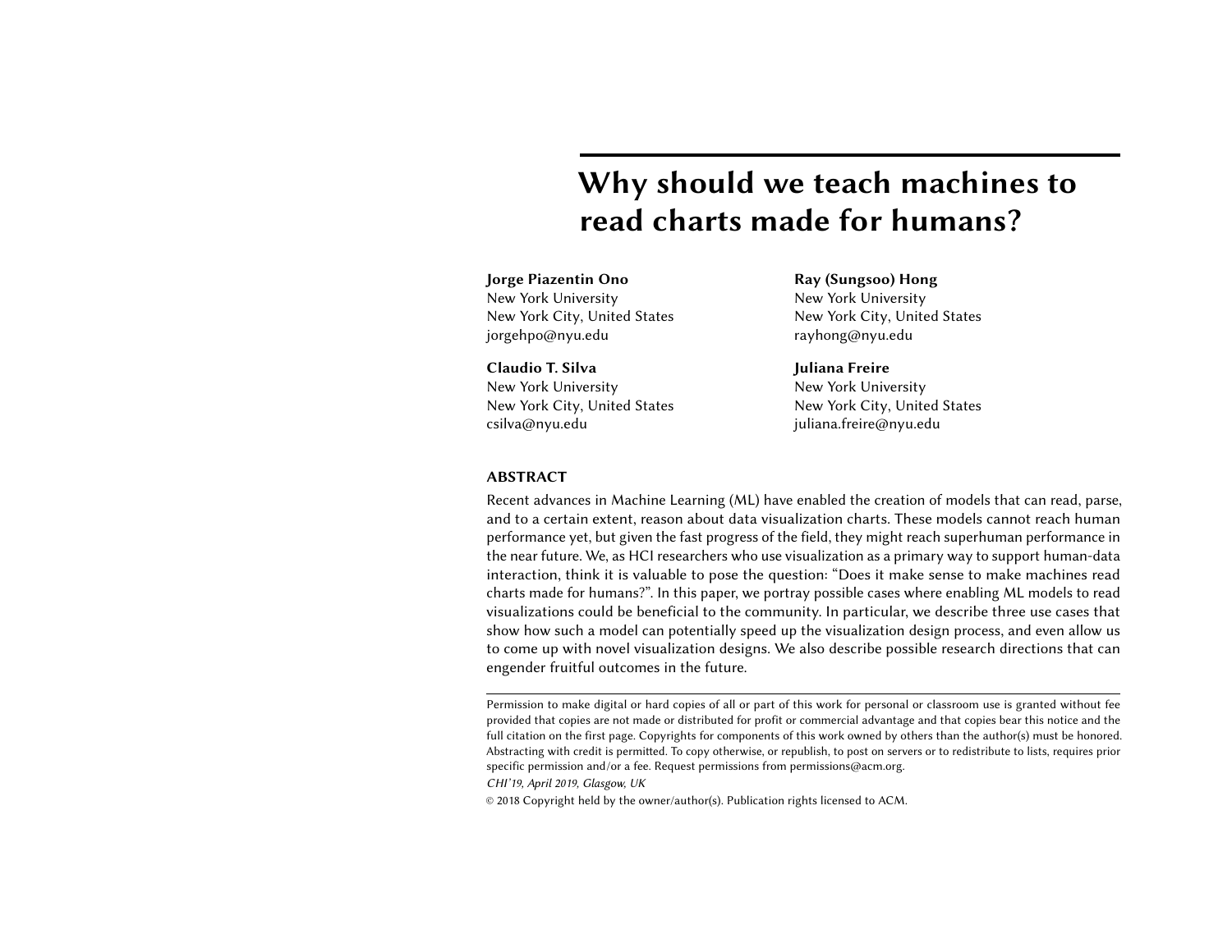# Why should we teach machines to read charts made for humans?

**Jorge Piazentin Ono**
New York University
New York City, United States
jorgehpo@nyu.edu

**Ray (Sungsoo) Hong**
New York University
New York City, United States
rayhong@nyu.edu

**Claudio T. Silva**
New York University
New York City, United States
csilva@nyu.edu

**Juliana Freire**
New York University
New York City, United States
juliana.freire@nyu.edu

## ABSTRACT

Recent advances in Machine Learning (ML) have enabled the creation of models that can read, parse, and to a certain extent, reason about data visualization charts. These models cannot reach human performance yet, but given the fast progress of the field, they might reach superhuman performance in the near future. We, as HCI researchers who use visualization as a primary way to support human-data interaction, think it is valuable to pose the question: "Does it make sense to make machines read charts made for humans?". In this paper, we portray possible cases where enabling ML models to read visualizations could be beneficial to the community. In particular, we describe three use cases that show how such a model can potentially speed up the visualization design process, and even allow us to come up with novel visualization designs. We also describe possible research directions that can engender fruitful outcomes in the future.

---

Permission to make digital or hard copies of all or part of this work for personal or classroom use is granted without fee provided that copies are not made or distributed for profit or commercial advantage and that copies bear this notice and the full citation on the first page. Copyrights for components of this work owned by others than the author(s) must be honored. Abstracting with credit is permitted. To copy otherwise, or republish, to post on servers or to redistribute to lists, requires prior specific permission and/or a fee. Request permissions from permissions@acm.org.

*CHI'19, April 2019, Glasgow, UK*

© 2018 Copyright held by the owner/author(s). Publication rights licensed to ACM.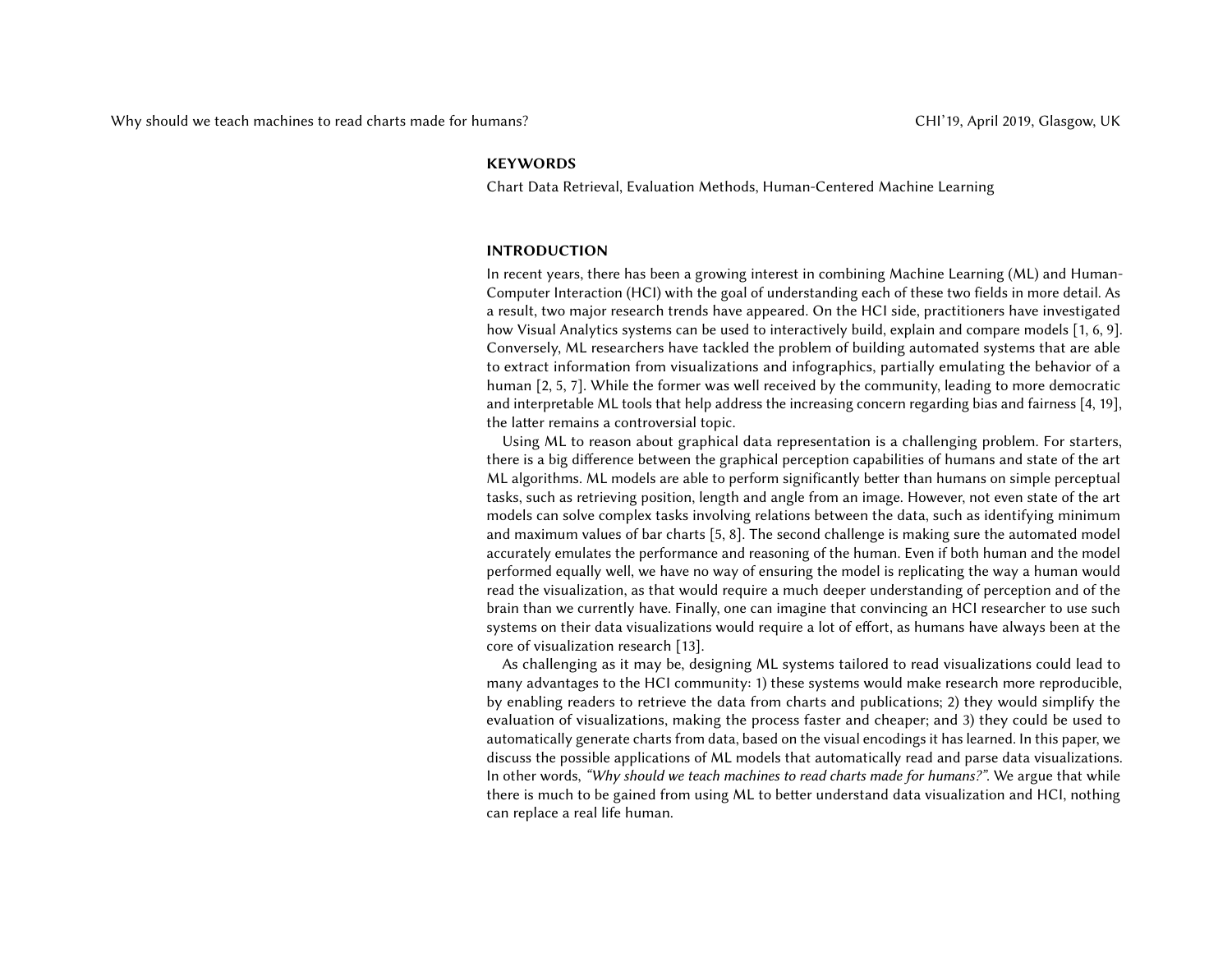## KEYWORDS

Chart Data Retrieval, Evaluation Methods, Human-Centered Machine Learning

## INTRODUCTION

In recent years, there has been a growing interest in combining Machine Learning (ML) and Human-Computer Interaction (HCI) with the goal of understanding each of these two fields in more detail. As a result, two major research trends have appeared. On the HCI side, practitioners have investigated how Visual Analytics systems can be used to interactively build, explain and compare models [1, 6, 9]. Conversely, ML researchers have tackled the problem of building automated systems that are able to extract information from visualizations and infographics, partially emulating the behavior of a human [2, 5, 7]. While the former was well received by the community, leading to more democratic and interpretable ML tools that help address the increasing concern regarding bias and fairness [4, 19], the latter remains a controversial topic.

Using ML to reason about graphical data representation is a challenging problem. For starters, there is a big difference between the graphical perception capabilities of humans and state of the art ML algorithms. ML models are able to perform significantly better than humans on simple perceptual tasks, such as retrieving position, length and angle from an image. However, not even state of the art models can solve complex tasks involving relations between the data, such as identifying minimum and maximum values of bar charts [5, 8]. The second challenge is making sure the automated model accurately emulates the performance and reasoning of the human. Even if both human and the model performed equally well, we have no way of ensuring the model is replicating the way a human would read the visualization, as that would require a much deeper understanding of perception and of the brain than we currently have. Finally, one can imagine that convincing an HCI researcher to use such systems on their data visualizations would require a lot of effort, as humans have always been at the core of visualization research [13].

As challenging as it may be, designing ML systems tailored to read visualizations could lead to many advantages to the HCI community: 1) these systems would make research more reproducible, by enabling readers to retrieve the data from charts and publications; 2) they would simplify the evaluation of visualizations, making the process faster and cheaper; and 3) they could be used to automatically generate charts from data, based on the visual encodings it has learned. In this paper, we discuss the possible applications of ML models that automatically read and parse data visualizations. In other words, *"Why should we teach machines to read charts made for humans?"*. We argue that while there is much to be gained from using ML to better understand data visualization and HCI, nothing can replace a real life human.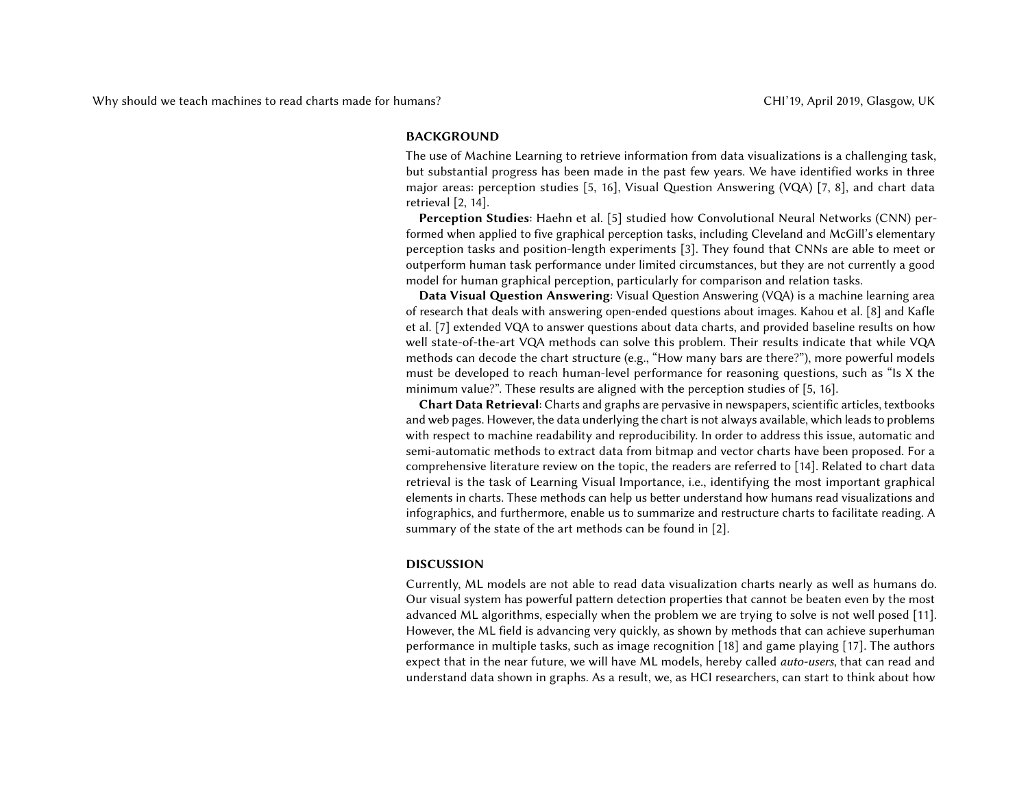## BACKGROUND

The use of Machine Learning to retrieve information from data visualizations is a challenging task, but substantial progress has been made in the past few years. We have identified works in three major areas: perception studies [5, 16], Visual Question Answering (VQA) [7, 8], and chart data retrieval [2, 14].

**Perception Studies**: Haehn et al. [5] studied how Convolutional Neural Networks (CNN) performed when applied to five graphical perception tasks, including Cleveland and McGill's elementary perception tasks and position-length experiments [3]. They found that CNNs are able to meet or outperform human task performance under limited circumstances, but they are not currently a good model for human graphical perception, particularly for comparison and relation tasks.

**Data Visual Question Answering**: Visual Question Answering (VQA) is a machine learning area of research that deals with answering open-ended questions about images. Kahou et al. [8] and Kafle et al. [7] extended VQA to answer questions about data charts, and provided baseline results on how well state-of-the-art VQA methods can solve this problem. Their results indicate that while VQA methods can decode the chart structure (e.g., "How many bars are there?"), more powerful models must be developed to reach human-level performance for reasoning questions, such as "Is X the minimum value?". These results are aligned with the perception studies of [5, 16].

**Chart Data Retrieval**: Charts and graphs are pervasive in newspapers, scientific articles, textbooks and web pages. However, the data underlying the chart is not always available, which leads to problems with respect to machine readability and reproducibility. In order to address this issue, automatic and semi-automatic methods to extract data from bitmap and vector charts have been proposed. For a comprehensive literature review on the topic, the readers are referred to [14]. Related to chart data retrieval is the task of Learning Visual Importance, i.e., identifying the most important graphical elements in charts. These methods can help us better understand how humans read visualizations and infographics, and furthermore, enable us to summarize and restructure charts to facilitate reading. A summary of the state of the art methods can be found in [2].

## DISCUSSION

Currently, ML models are not able to read data visualization charts nearly as well as humans do. Our visual system has powerful pattern detection properties that cannot be beaten even by the most advanced ML algorithms, especially when the problem we are trying to solve is not well posed [11]. However, the ML field is advancing very quickly, as shown by methods that can achieve superhuman performance in multiple tasks, such as image recognition [18] and game playing [17]. The authors expect that in the near future, we will have ML models, hereby called *auto-users*, that can read and understand data shown in graphs. As a result, we, as HCI researchers, can start to think about how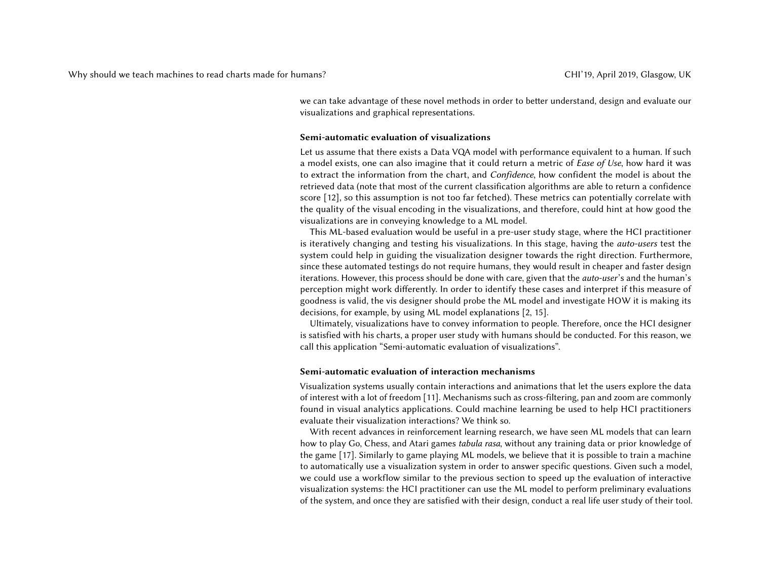we can take advantage of these novel methods in order to better understand, design and evaluate our visualizations and graphical representations.

### Semi-automatic evaluation of visualizations

Let us assume that there exists a Data VQA model with performance equivalent to a human. If such a model exists, one can also imagine that it could return a metric of *Ease of Use*, how hard it was to extract the information from the chart, and *Confidence*, how confident the model is about the retrieved data (note that most of the current classification algorithms are able to return a confidence score [12], so this assumption is not too far fetched). These metrics can potentially correlate with the quality of the visual encoding in the visualizations, and therefore, could hint at how good the visualizations are in conveying knowledge to a ML model.

This ML-based evaluation would be useful in a pre-user study stage, where the HCI practitioner is iteratively changing and testing his visualizations. In this stage, having the *auto-users* test the system could help in guiding the visualization designer towards the right direction. Furthermore, since these automated testings do not require humans, they would result in cheaper and faster design iterations. However, this process should be done with care, given that the *auto-user*'s and the human's perception might work differently. In order to identify these cases and interpret if this measure of goodness is valid, the vis designer should probe the ML model and investigate HOW it is making its decisions, for example, by using ML model explanations [2, 15].

Ultimately, visualizations have to convey information to people. Therefore, once the HCI designer is satisfied with his charts, a proper user study with humans should be conducted. For this reason, we call this application "Semi-automatic evaluation of visualizations".

### Semi-automatic evaluation of interaction mechanisms

Visualization systems usually contain interactions and animations that let the users explore the data of interest with a lot of freedom [11]. Mechanisms such as cross-filtering, pan and zoom are commonly found in visual analytics applications. Could machine learning be used to help HCI practitioners evaluate their visualization interactions? We think so.

With recent advances in reinforcement learning research, we have seen ML models that can learn how to play Go, Chess, and Atari games *tabula rasa*, without any training data or prior knowledge of the game [17]. Similarly to game playing ML models, we believe that it is possible to train a machine to automatically use a visualization system in order to answer specific questions. Given such a model, we could use a workflow similar to the previous section to speed up the evaluation of interactive visualization systems: the HCI practitioner can use the ML model to perform preliminary evaluations of the system, and once they are satisfied with their design, conduct a real life user study of their tool.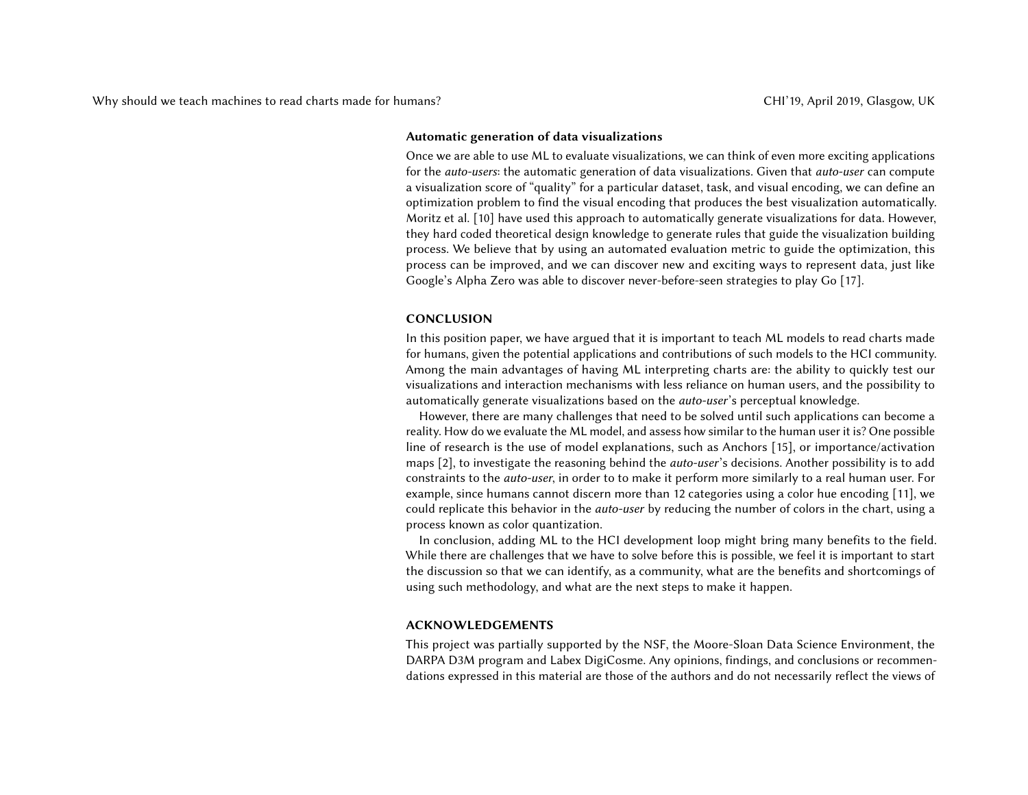### Automatic generation of data visualizations

Once we are able to use ML to evaluate visualizations, we can think of even more exciting applications for the *auto-users*: the automatic generation of data visualizations. Given that *auto-user* can compute a visualization score of "quality" for a particular dataset, task, and visual encoding, we can define an optimization problem to find the visual encoding that produces the best visualization automatically. Moritz et al. [10] have used this approach to automatically generate visualizations for data. However, they hard coded theoretical design knowledge to generate rules that guide the visualization building process. We believe that by using an automated evaluation metric to guide the optimization, this process can be improved, and we can discover new and exciting ways to represent data, just like Google's Alpha Zero was able to discover never-before-seen strategies to play Go [17].

## CONCLUSION

In this position paper, we have argued that it is important to teach ML models to read charts made for humans, given the potential applications and contributions of such models to the HCI community. Among the main advantages of having ML interpreting charts are: the ability to quickly test our visualizations and interaction mechanisms with less reliance on human users, and the possibility to automatically generate visualizations based on the *auto-user*'s perceptual knowledge.

However, there are many challenges that need to be solved until such applications can become a reality. How do we evaluate the ML model, and assess how similar to the human user it is? One possible line of research is the use of model explanations, such as Anchors [15], or importance/activation maps [2], to investigate the reasoning behind the *auto-user*'s decisions. Another possibility is to add constraints to the *auto-user*, in order to to make it perform more similarly to a real human user. For example, since humans cannot discern more than 12 categories using a color hue encoding [11], we could replicate this behavior in the *auto-user* by reducing the number of colors in the chart, using a process known as color quantization.

In conclusion, adding ML to the HCI development loop might bring many benefits to the field. While there are challenges that we have to solve before this is possible, we feel it is important to start the discussion so that we can identify, as a community, what are the benefits and shortcomings of using such methodology, and what are the next steps to make it happen.

## ACKNOWLEDGEMENTS

This project was partially supported by the NSF, the Moore-Sloan Data Science Environment, the DARPA D3M program and Labex DigiCosme. Any opinions, findings, and conclusions or recommendations expressed in this material are those of the authors and do not necessarily reflect the views of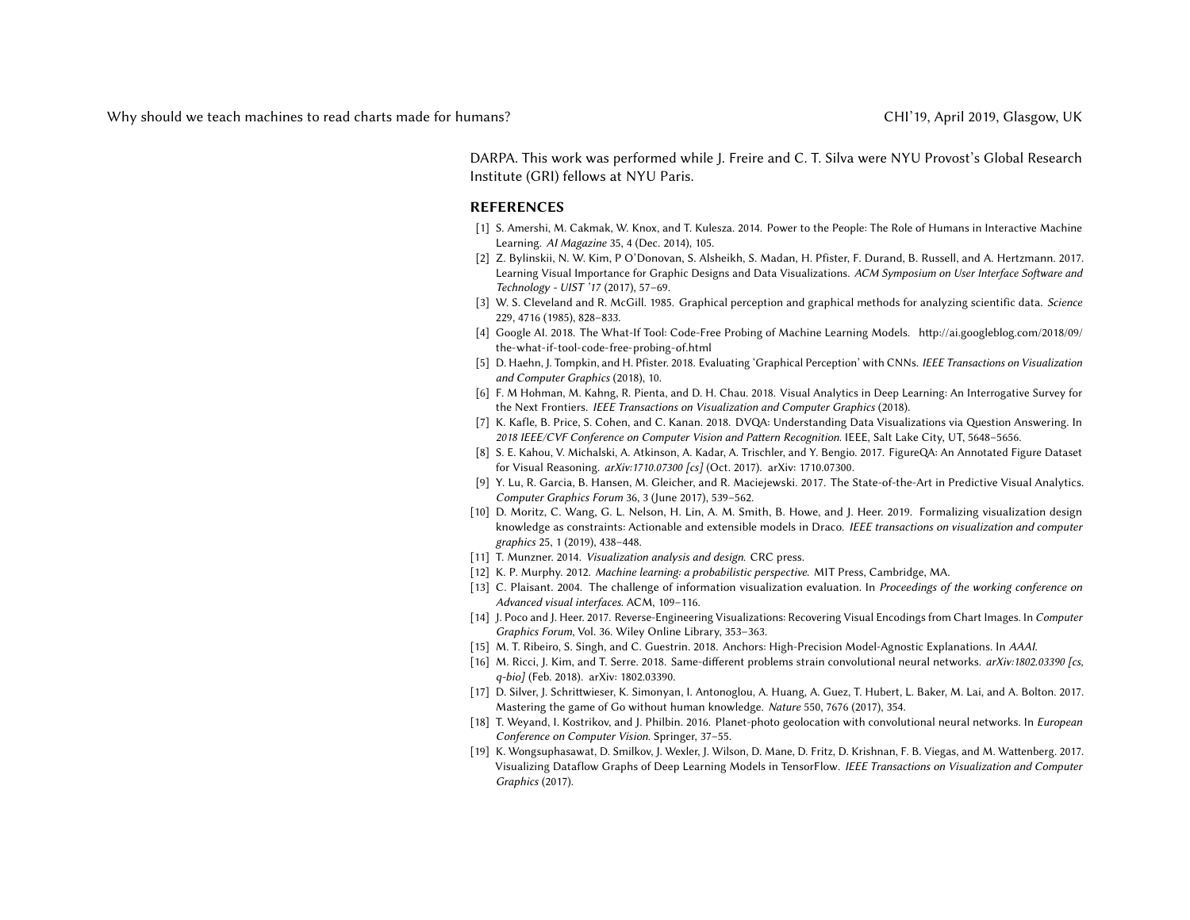DARPA. This work was performed while J. Freire and C. T. Silva were NYU Provost's Global Research Institute (GRI) fellows at NYU Paris.

## REFERENCES

[1] S. Amershi, M. Cakmak, W. Knox, and T. Kulesza. 2014. Power to the People: The Role of Humans in Interactive Machine Learning. *AI Magazine* 35, 4 (Dec. 2014), 105.

[2] Z. Bylinskii, N. W. Kim, P O'Donovan, S. Alsheikh, S. Madan, H. Pfister, F. Durand, B. Russell, and A. Hertzmann. 2017. Learning Visual Importance for Graphic Designs and Data Visualizations. *ACM Symposium on User Interface Software and Technology - UIST '17* (2017), 57–69.

[3] W. S. Cleveland and R. McGill. 1985. Graphical perception and graphical methods for analyzing scientific data. *Science* 229, 4716 (1985), 828–833.

[4] Google AI. 2018. The What-If Tool: Code-Free Probing of Machine Learning Models. http://ai.googleblog.com/2018/09/the-what-if-tool-code-free-probing-of.html

[5] D. Haehn, J. Tompkin, and H. Pfister. 2018. Evaluating 'Graphical Perception' with CNNs. *IEEE Transactions on Visualization and Computer Graphics* (2018), 10.

[6] F. M Hohman, M. Kahng, R. Pienta, and D. H. Chau. 2018. Visual Analytics in Deep Learning: An Interrogative Survey for the Next Frontiers. *IEEE Transactions on Visualization and Computer Graphics* (2018).

[7] K. Kafle, B. Price, S. Cohen, and C. Kanan. 2018. DVQA: Understanding Data Visualizations via Question Answering. In *2018 IEEE/CVF Conference on Computer Vision and Pattern Recognition*. IEEE, Salt Lake City, UT, 5648–5656.

[8] S. E. Kahou, V. Michalski, A. Atkinson, A. Kadar, A. Trischler, and Y. Bengio. 2017. FigureQA: An Annotated Figure Dataset for Visual Reasoning. *arXiv:1710.07300 [cs]* (Oct. 2017). arXiv: 1710.07300.

[9] Y. Lu, R. Garcia, B. Hansen, M. Gleicher, and R. Maciejewski. 2017. The State-of-the-Art in Predictive Visual Analytics. *Computer Graphics Forum* 36, 3 (June 2017), 539–562.

[10] D. Moritz, C. Wang, G. L. Nelson, H. Lin, A. M. Smith, B. Howe, and J. Heer. 2019. Formalizing visualization design knowledge as constraints: Actionable and extensible models in Draco. *IEEE transactions on visualization and computer graphics* 25, 1 (2019), 438–448.

[11] T. Munzner. 2014. *Visualization analysis and design*. CRC press.

[12] K. P. Murphy. 2012. *Machine learning: a probabilistic perspective*. MIT Press, Cambridge, MA.

[13] C. Plaisant. 2004. The challenge of information visualization evaluation. In *Proceedings of the working conference on Advanced visual interfaces*. ACM, 109–116.

[14] J. Poco and J. Heer. 2017. Reverse-Engineering Visualizations: Recovering Visual Encodings from Chart Images. In *Computer Graphics Forum*, Vol. 36. Wiley Online Library, 353–363.

[15] M. T. Ribeiro, S. Singh, and C. Guestrin. 2018. Anchors: High-Precision Model-Agnostic Explanations. In *AAAI*.

[16] M. Ricci, J. Kim, and T. Serre. 2018. Same-different problems strain convolutional neural networks. *arXiv:1802.03390 [cs, q-bio]* (Feb. 2018). arXiv: 1802.03390.

[17] D. Silver, J. Schrittwieser, K. Simonyan, I. Antonoglou, A. Huang, A. Guez, T. Hubert, L. Baker, M. Lai, and A. Bolton. 2017. Mastering the game of Go without human knowledge. *Nature* 550, 7676 (2017), 354.

[18] T. Weyand, I. Kostrikov, and J. Philbin. 2016. Planet-photo geolocation with convolutional neural networks. In *European Conference on Computer Vision*. Springer, 37–55.

[19] K. Wongsuphasawat, D. Smilkov, J. Wexler, J. Wilson, D. Mane, D. Fritz, D. Krishnan, F. B. Viegas, and M. Wattenberg. 2017. Visualizing Dataflow Graphs of Deep Learning Models in TensorFlow. *IEEE Transactions on Visualization and Computer Graphics* (2017).